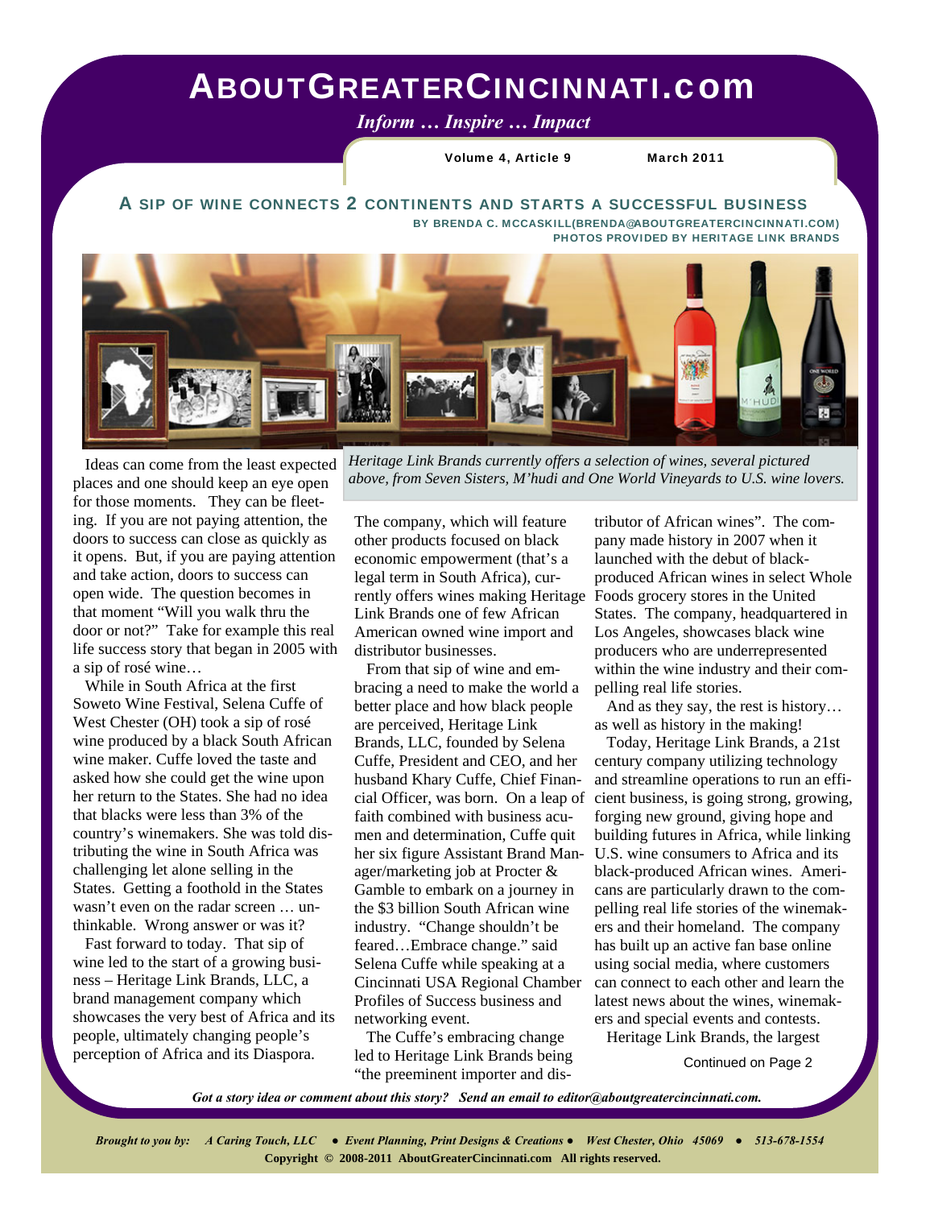# ABOUTGREATERCINCINNATI.com

*Inform … Inspire … Impact*

**Volume 4, Article 9** **March 2011**

## A SIP OF WINE CONNECTS 2 CONTINENTS AND STARTS A SUCCESSFUL BUSINESS

**BY BRENDA C. MCCASKILL(BRENDA@ABOUTGREATERCINCINNATI.COM)**
**PHOTOS PROVIDED BY HERITAGE LINK BRANDS**

*Heritage Link Brands currently offers a selection of wines, several pictured above, from Seven Sisters, M'hudi and One World Vineyards to U.S. wine lovers.*

Ideas can come from the least expected places and one should keep an eye open for those moments. They can be fleeting. If you are not paying attention, the doors to success can close as quickly as it opens. But, if you are paying attention and take action, doors to success can open wide. The question becomes in that moment "Will you walk thru the door or not?" Take for example this real life success story that began in 2005 with a sip of rosé wine…

While in South Africa at the first Soweto Wine Festival, Selena Cuffe of West Chester (OH) took a sip of rosé wine produced by a black South African wine maker. Cuffe loved the taste and asked how she could get the wine upon her return to the States. She had no idea that blacks were less than 3% of the country's winemakers. She was told distributing the wine in South Africa was challenging let alone selling in the States. Getting a foothold in the States wasn't even on the radar screen … unthinkable. Wrong answer or was it?

Fast forward to today. That sip of wine led to the start of a growing business – Heritage Link Brands, LLC, a brand management company which showcases the very best of Africa and its people, ultimately changing people's perception of Africa and its Diaspora.

The company, which will feature other products focused on black economic empowerment (that's a legal term in South Africa), currently offers wines making Heritage Link Brands one of few African American owned wine import and distributor businesses.

From that sip of wine and embracing a need to make the world a better place and how black people are perceived, Heritage Link Brands, LLC, founded by Selena Cuffe, President and CEO, and her husband Khary Cuffe, Chief Financial Officer, was born. On a leap of faith combined with business acumen and determination, Cuffe quit her six figure Assistant Brand Manager/marketing job at Procter & Gamble to embark on a journey in the $3 billion South African wine industry. "Change shouldn't be feared…Embrace change." said Selena Cuffe while speaking at a Cincinnati USA Regional Chamber Profiles of Success business and networking event.

The Cuffe's embracing change led to Heritage Link Brands being "the preeminent importer and distributor of African wines". The company made history in 2007 when it launched with the debut of black-produced African wines in select Whole Foods grocery stores in the United States. The company, headquartered in Los Angeles, showcases black wine producers who are underrepresented within the wine industry and their compelling real life stories.

And as they say, the rest is history… as well as history in the making!

Today, Heritage Link Brands, a 21st century company utilizing technology and streamline operations to run an efficient business, is going strong, growing, forging new ground, giving hope and building futures in Africa, while linking U.S. wine consumers to Africa and its black-produced African wines. Americans are particularly drawn to the compelling real life stories of the winemakers and their homeland. The company has built up an active fan base online using social media, where customers can connect to each other and learn the latest news about the wines, winemakers and special events and contests.

Heritage Link Brands, the largest

Continued on Page 2

*Got a story idea or comment about this story? Send an email to editor@aboutgreatercincinnati.com.*

*Brought to you by: A Caring Touch, LLC ● Event Planning, Print Designs & Creations ● West Chester, Ohio 45069 ● 513-678-1554*

**Copyright © 2008-2011 AboutGreaterCincinnati.com All rights reserved.**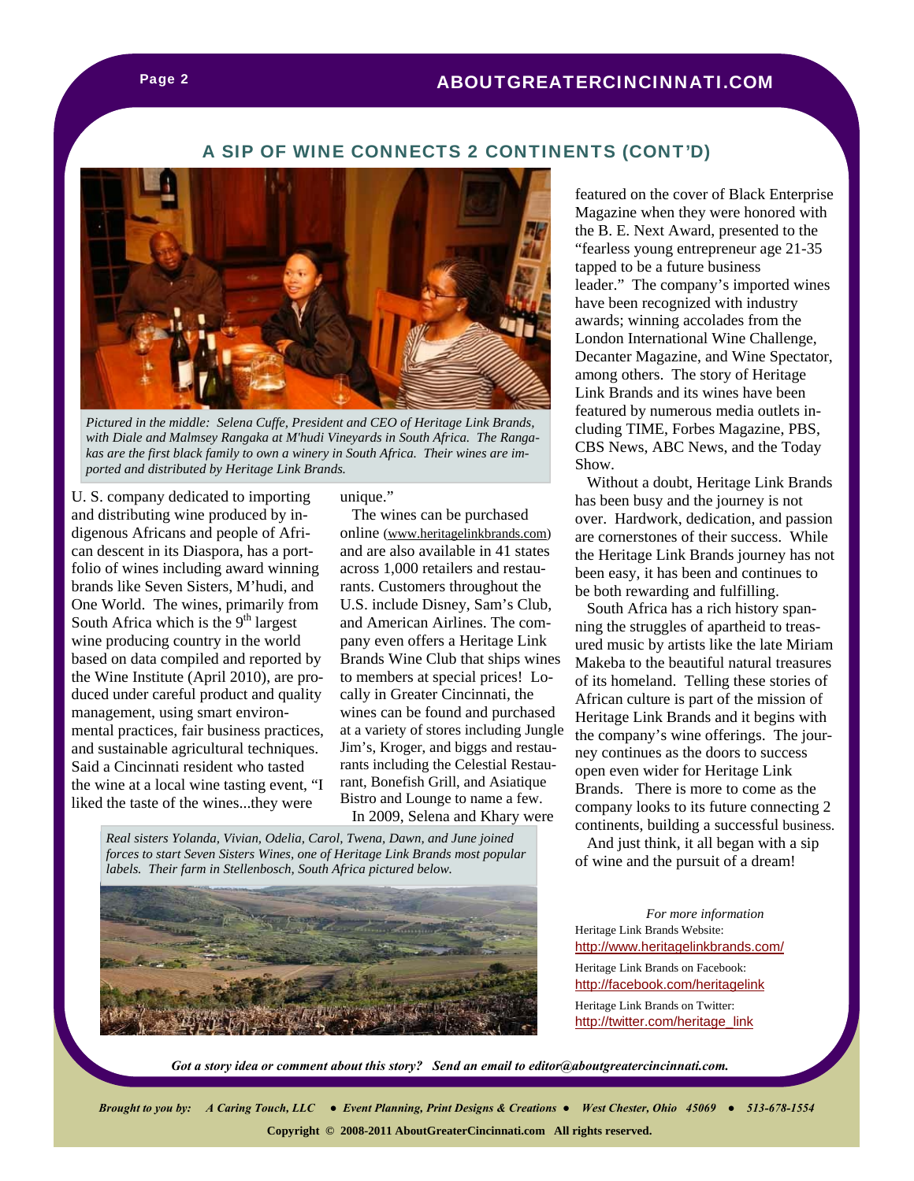## A SIP OF WINE CONNECTS 2 CONTINENTS (CONT'D)

*Pictured in the middle: Selena Cuffe, President and CEO of Heritage Link Brands, with Diale and Malmsey Rangaka at M'hudi Vineyards in South Africa. The Rangakas are the first black family to own a winery in South Africa. Their wines are imported and distributed by Heritage Link Brands.*

U. S. company dedicated to importing and distributing wine produced by indigenous Africans and people of African descent in its Diaspora, has a portfolio of wines including award winning brands like Seven Sisters, M'hudi, and One World. The wines, primarily from South Africa which is the 9th largest wine producing country in the world based on data compiled and reported by the Wine Institute (April 2010), are produced under careful product and quality management, using smart environmental practices, fair business practices, and sustainable agricultural techniques. Said a Cincinnati resident who tasted the wine at a local wine tasting event, "I liked the taste of the wines...they were unique."

The wines can be purchased online (www.heritagelinkbrands.com) and are also available in 41 states across 1,000 retailers and restaurants. Customers throughout the U.S. include Disney, Sam's Club, and American Airlines. The company even offers a Heritage Link Brands Wine Club that ships wines to members at special prices! Locally in Greater Cincinnati, the wines can be found and purchased at a variety of stores including Jungle Jim's, Kroger, and biggs and restaurants including the Celestial Restaurant, Bonefish Grill, and Asiatique Bistro and Lounge to name a few.

In 2009, Selena and Khary were featured on the cover of Black Enterprise Magazine when they were honored with the B. E. Next Award, presented to the "fearless young entrepreneur age 21-35 tapped to be a future business leader." The company's imported wines have been recognized with industry awards; winning accolades from the London International Wine Challenge, Decanter Magazine, and Wine Spectator, among others. The story of Heritage Link Brands and its wines have been featured by numerous media outlets including TIME, Forbes Magazine, PBS, CBS News, ABC News, and the Today Show.

Without a doubt, Heritage Link Brands has been busy and the journey is not over. Hardwork, dedication, and passion are cornerstones of their success. While the Heritage Link Brands journey has not been easy, it has been and continues to be both rewarding and fulfilling.

South Africa has a rich history spanning the struggles of apartheid to treasured music by artists like the late Miriam Makeba to the beautiful natural treasures of its homeland. Telling these stories of African culture is part of the mission of Heritage Link Brands and it begins with the company's wine offerings. The journey continues as the doors to success open even wider for Heritage Link Brands. There is more to come as the company looks to its future connecting 2 continents, building a successful business.

And just think, it all began with a sip of wine and the pursuit of a dream!

*Real sisters Yolanda, Vivian, Odelia, Carol, Twena, Dawn, and June joined forces to start Seven Sisters Wines, one of Heritage Link Brands most popular labels. Their farm in Stellenbosch, South Africa pictured below.*

*For more information*

Heritage Link Brands Website:
http://www.heritagelinkbrands.com/

Heritage Link Brands on Facebook:
http://facebook.com/heritagelink

Heritage Link Brands on Twitter:
http://twitter.com/heritage_link

***Got a story idea or comment about this story? Send an email to editor@aboutgreatercincinnati.com.***

***Brought to you by: A Caring Touch, LLC ● Event Planning, Print Designs & Creations ● West Chester, Ohio 45069 ● 513-678-1554***

**Copyright © 2008-2011 AboutGreaterCincinnati.com All rights reserved.**